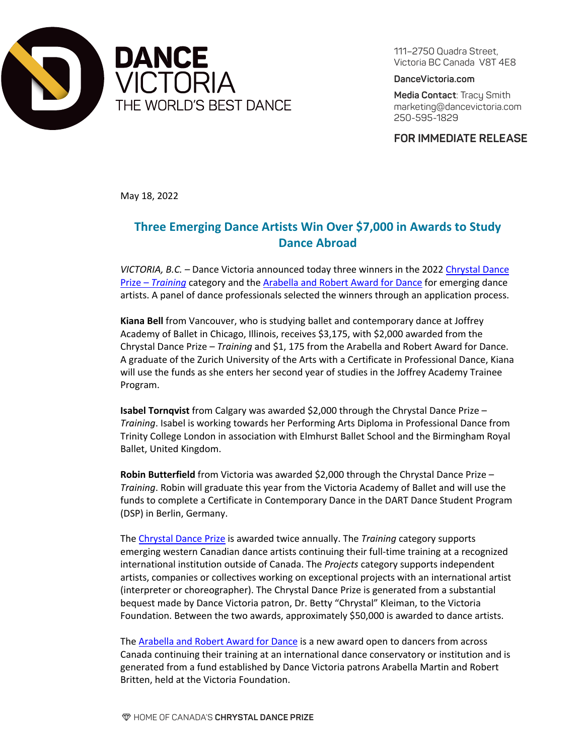**DANCE VICTORIA**
THE WORLD'S BEST DANCE

111–2750 Quadra Street,
Victoria BC Canada V8T 4E8

**DanceVictoria.com**

**Media Contact**: Tracy Smith
marketing@dancevictoria.com
250-595-1829

**FOR IMMEDIATE RELEASE**

May 18, 2022

## Three Emerging Dance Artists Win Over $7,000 in Awards to Study Dance Abroad

*VICTORIA, B.C.* – Dance Victoria announced today three winners in the 2022 Chrystal Dance Prize – *Training* category and the Arabella and Robert Award for Dance for emerging dance artists. A panel of dance professionals selected the winners through an application process.

**Kiana Bell** from Vancouver, who is studying ballet and contemporary dance at Joffrey Academy of Ballet in Chicago, Illinois, receives $3,175, with $2,000 awarded from the Chrystal Dance Prize – *Training* and $1, 175 from the Arabella and Robert Award for Dance. A graduate of the Zurich University of the Arts with a Certificate in Professional Dance, Kiana will use the funds as she enters her second year of studies in the Joffrey Academy Trainee Program.

**Isabel Tornqvist** from Calgary was awarded $2,000 through the Chrystal Dance Prize – *Training*. Isabel is working towards her Performing Arts Diploma in Professional Dance from Trinity College London in association with Elmhurst Ballet School and the Birmingham Royal Ballet, United Kingdom.

**Robin Butterfield** from Victoria was awarded $2,000 through the Chrystal Dance Prize – *Training*. Robin will graduate this year from the Victoria Academy of Ballet and will use the funds to complete a Certificate in Contemporary Dance in the DART Dance Student Program (DSP) in Berlin, Germany.

The Chrystal Dance Prize is awarded twice annually. The *Training* category supports emerging western Canadian dance artists continuing their full-time training at a recognized international institution outside of Canada. The *Projects* category supports independent artists, companies or collectives working on exceptional projects with an international artist (interpreter or choreographer). The Chrystal Dance Prize is generated from a substantial bequest made by Dance Victoria patron, Dr. Betty "Chrystal" Kleiman, to the Victoria Foundation. Between the two awards, approximately $50,000 is awarded to dance artists.

The Arabella and Robert Award for Dance is a new award open to dancers from across Canada continuing their training at an international dance conservatory or institution and is generated from a fund established by Dance Victoria patrons Arabella Martin and Robert Britten, held at the Victoria Foundation.

HOME OF CANADA'S **CHRYSTAL DANCE PRIZE**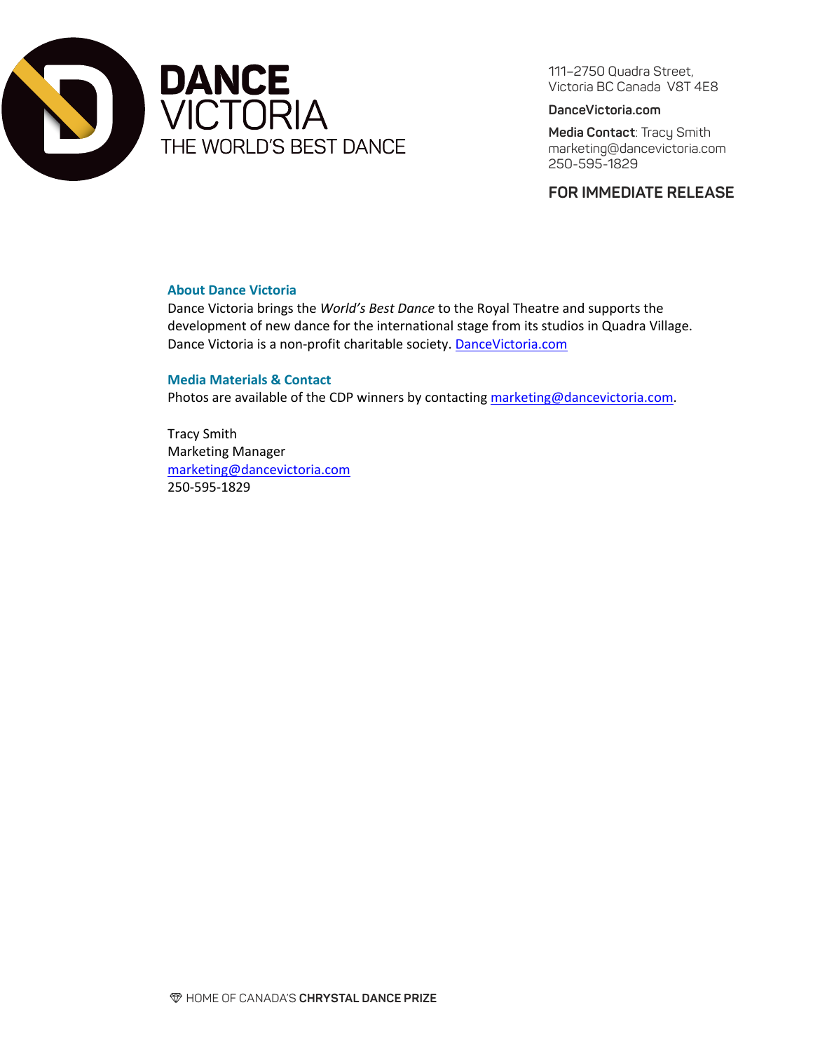DANCE VICTORIA
THE WORLD'S BEST DANCE

111–2750 Quadra Street,
Victoria BC Canada V8T 4E8

**DanceVictoria.com**

**Media Contact**: Tracy Smith
marketing@dancevictoria.com
250-595-1829

**FOR IMMEDIATE RELEASE**

### About Dance Victoria

Dance Victoria brings the *World's Best Dance* to the Royal Theatre and supports the development of new dance for the international stage from its studios in Quadra Village. Dance Victoria is a non-profit charitable society. DanceVictoria.com

### Media Materials & Contact

Photos are available of the CDP winners by contacting marketing@dancevictoria.com.

Tracy Smith
Marketing Manager
marketing@dancevictoria.com
250-595-1829

HOME OF CANADA'S **CHRYSTAL DANCE PRIZE**